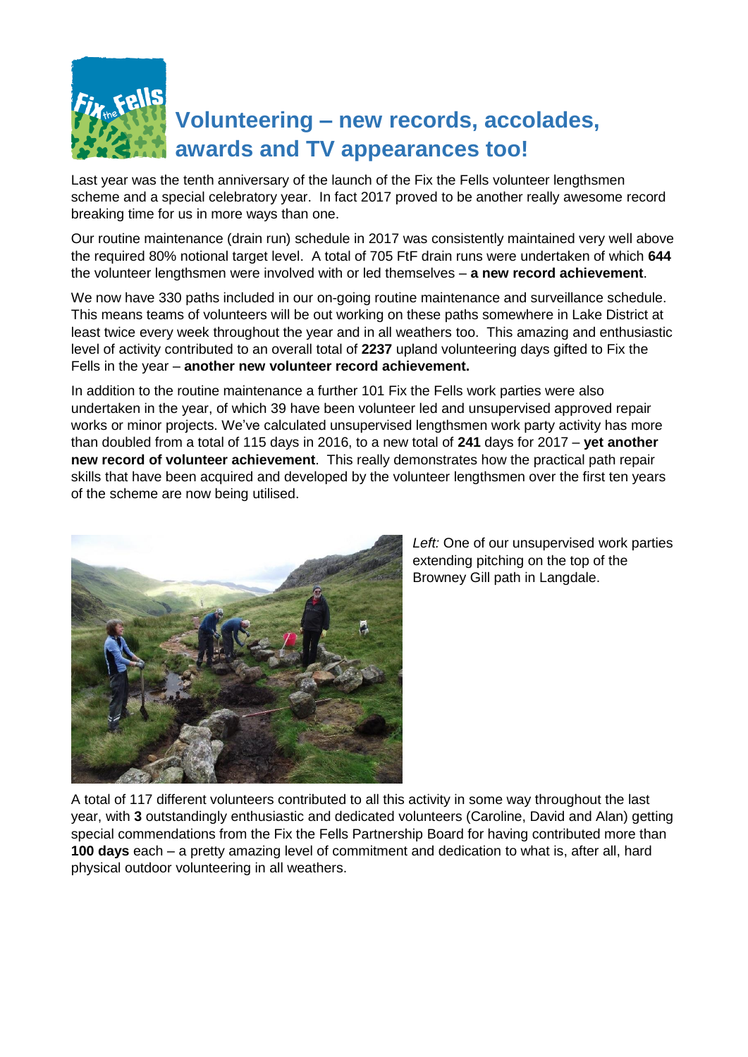# Volunteering – new records, accolades, awards and TV appearances too!

Last year was the tenth anniversary of the launch of the Fix the Fells volunteer lengthsmen scheme and a special celebratory year. In fact 2017 proved to be another really awesome record breaking time for us in more ways than one.

Our routine maintenance (drain run) schedule in 2017 was consistently maintained very well above the required 80% notional target level. A total of 705 FtF drain runs were undertaken of which **644** the volunteer lengthsmen were involved with or led themselves – **a new record achievement**.

We now have 330 paths included in our on-going routine maintenance and surveillance schedule. This means teams of volunteers will be out working on these paths somewhere in Lake District at least twice every week throughout the year and in all weathers too. This amazing and enthusiastic level of activity contributed to an overall total of **2237** upland volunteering days gifted to Fix the Fells in the year – **another new volunteer record achievement.**

In addition to the routine maintenance a further 101 Fix the Fells work parties were also undertaken in the year, of which 39 have been volunteer led and unsupervised approved repair works or minor projects. We've calculated unsupervised lengthsmen work party activity has more than doubled from a total of 115 days in 2016, to a new total of **241** days for 2017 – **yet another new record of volunteer achievement**. This really demonstrates how the practical path repair skills that have been acquired and developed by the volunteer lengthsmen over the first ten years of the scheme are now being utilised.

*Left:* One of our unsupervised work parties extending pitching on the top of the Browney Gill path in Langdale.

A total of 117 different volunteers contributed to all this activity in some way throughout the last year, with **3** outstandingly enthusiastic and dedicated volunteers (Caroline, David and Alan) getting special commendations from the Fix the Fells Partnership Board for having contributed more than **100 days** each – a pretty amazing level of commitment and dedication to what is, after all, hard physical outdoor volunteering in all weathers.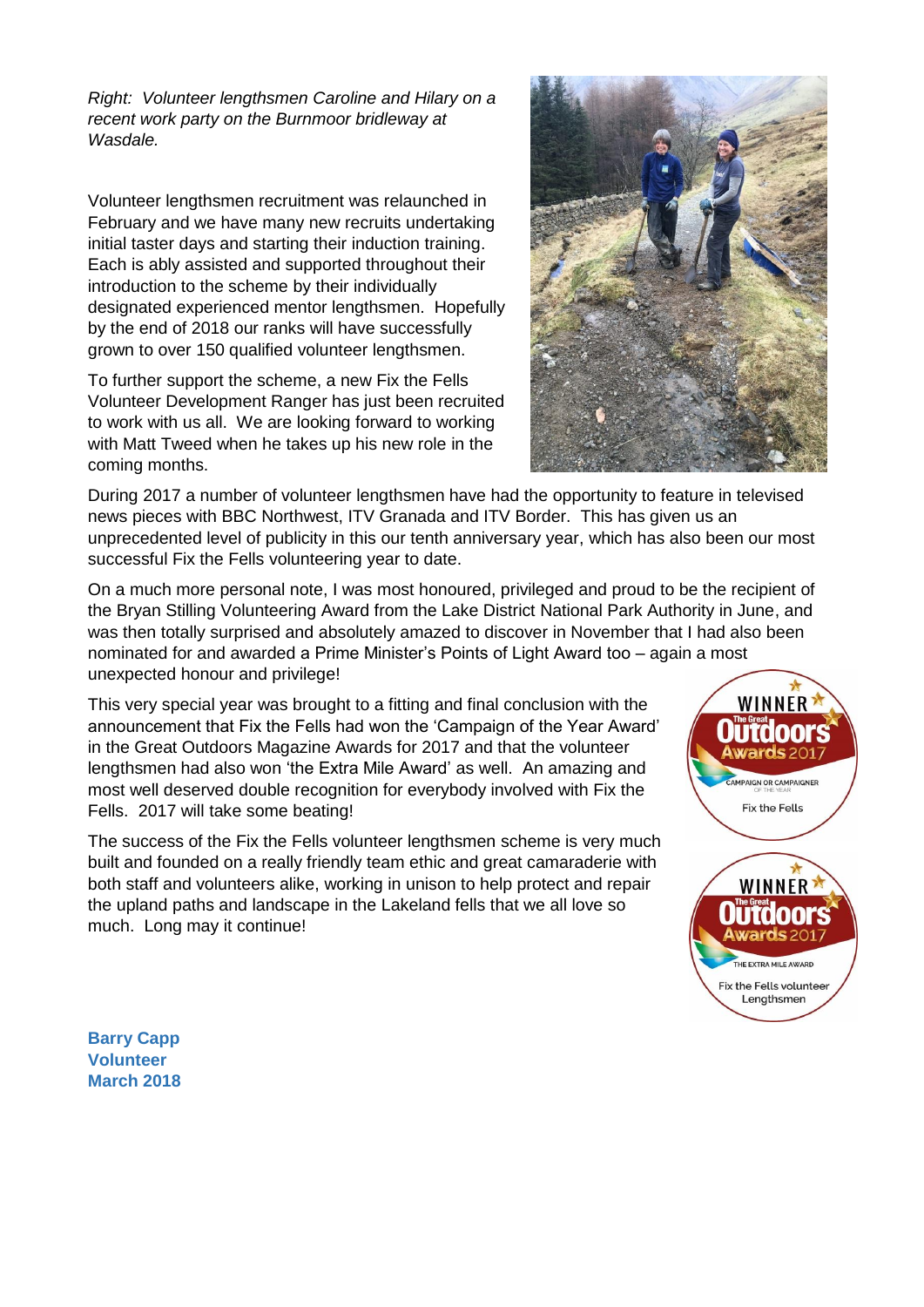*Right: Volunteer lengthsmen Caroline and Hilary on a recent work party on the Burnmoor bridleway at Wasdale.*

Volunteer lengthsmen recruitment was relaunched in February and we have many new recruits undertaking initial taster days and starting their induction training. Each is ably assisted and supported throughout their introduction to the scheme by their individually designated experienced mentor lengthsmen. Hopefully by the end of 2018 our ranks will have successfully grown to over 150 qualified volunteer lengthsmen.

To further support the scheme, a new Fix the Fells Volunteer Development Ranger has just been recruited to work with us all. We are looking forward to working with Matt Tweed when he takes up his new role in the coming months.

During 2017 a number of volunteer lengthsmen have had the opportunity to feature in televised news pieces with BBC Northwest, ITV Granada and ITV Border. This has given us an unprecedented level of publicity in this our tenth anniversary year, which has also been our most successful Fix the Fells volunteering year to date.

On a much more personal note, I was most honoured, privileged and proud to be the recipient of the Bryan Stilling Volunteering Award from the Lake District National Park Authority in June, and was then totally surprised and absolutely amazed to discover in November that I had also been nominated for and awarded a Prime Minister's Points of Light Award too – again a most unexpected honour and privilege!

This very special year was brought to a fitting and final conclusion with the announcement that Fix the Fells had won the 'Campaign of the Year Award' in the Great Outdoors Magazine Awards for 2017 and that the volunteer lengthsmen had also won 'the Extra Mile Award' as well. An amazing and most well deserved double recognition for everybody involved with Fix the Fells. 2017 will take some beating!

The success of the Fix the Fells volunteer lengthsmen scheme is very much built and founded on a really friendly team ethic and great camaraderie with both staff and volunteers alike, working in unison to help protect and repair the upland paths and landscape in the Lakeland fells that we all love so much. Long may it continue!

**Barry Capp**
**Volunteer**
**March 2018**